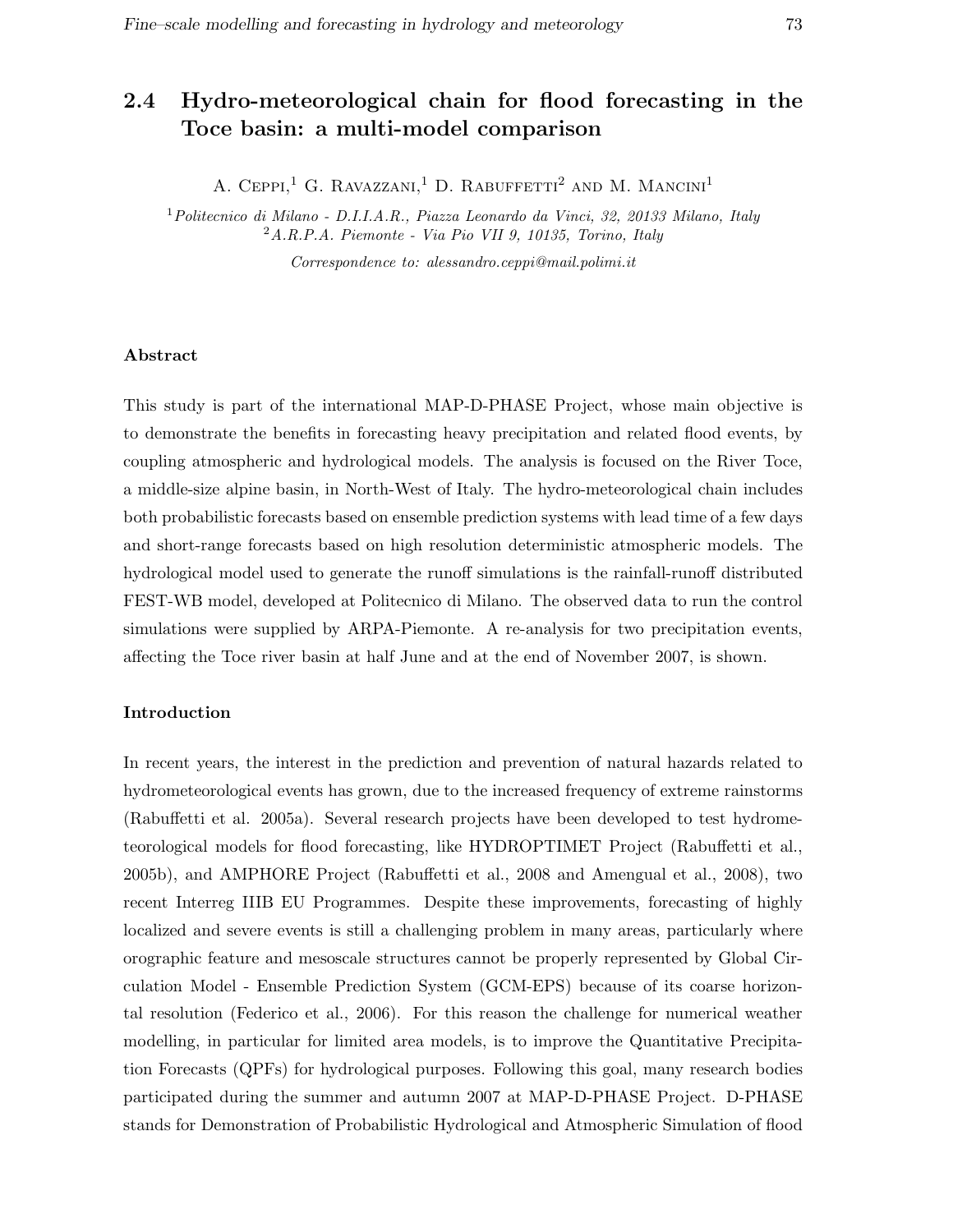## 2.4 Hydro-meteorological chain for flood forecasting in the Toce basin: a multi-model comparison

A. Ceppi,[1] G. Ravazzani,[1] D. Rabuffetti[2] and M. Mancini[1]

[1] *Politecnico di Milano - D.I.I.A.R., Piazza Leonardo da Vinci, 32, 20133 Milano, Italy*
[2] *A.R.P.A. Piemonte - Via Pio VII 9, 10135, Torino, Italy*

*Correspondence to: alessandro.ceppi@mail.polimi.it*

### Abstract

This study is part of the international MAP-D-PHASE Project, whose main objective is to demonstrate the benefits in forecasting heavy precipitation and related flood events, by coupling atmospheric and hydrological models. The analysis is focused on the River Toce, a middle-size alpine basin, in North-West of Italy. The hydro-meteorological chain includes both probabilistic forecasts based on ensemble prediction systems with lead time of a few days and short-range forecasts based on high resolution deterministic atmospheric models. The hydrological model used to generate the runoff simulations is the rainfall-runoff distributed FEST-WB model, developed at Politecnico di Milano. The observed data to run the control simulations were supplied by ARPA-Piemonte. A re-analysis for two precipitation events, affecting the Toce river basin at half June and at the end of November 2007, is shown.

### Introduction

In recent years, the interest in the prediction and prevention of natural hazards related to hydrometeorological events has grown, due to the increased frequency of extreme rainstorms (Rabuffetti et al. 2005a). Several research projects have been developed to test hydrometeorological models for flood forecasting, like HYDROPTIMET Project (Rabuffetti et al., 2005b), and AMPHORE Project (Rabuffetti et al., 2008 and Amengual et al., 2008), two recent Interreg IIIB EU Programmes. Despite these improvements, forecasting of highly localized and severe events is still a challenging problem in many areas, particularly where orographic feature and mesoscale structures cannot be properly represented by Global Circulation Model - Ensemble Prediction System (GCM-EPS) because of its coarse horizontal resolution (Federico et al., 2006). For this reason the challenge for numerical weather modelling, in particular for limited area models, is to improve the Quantitative Precipitation Forecasts (QPFs) for hydrological purposes. Following this goal, many research bodies participated during the summer and autumn 2007 at MAP-D-PHASE Project. D-PHASE stands for Demonstration of Probabilistic Hydrological and Atmospheric Simulation of flood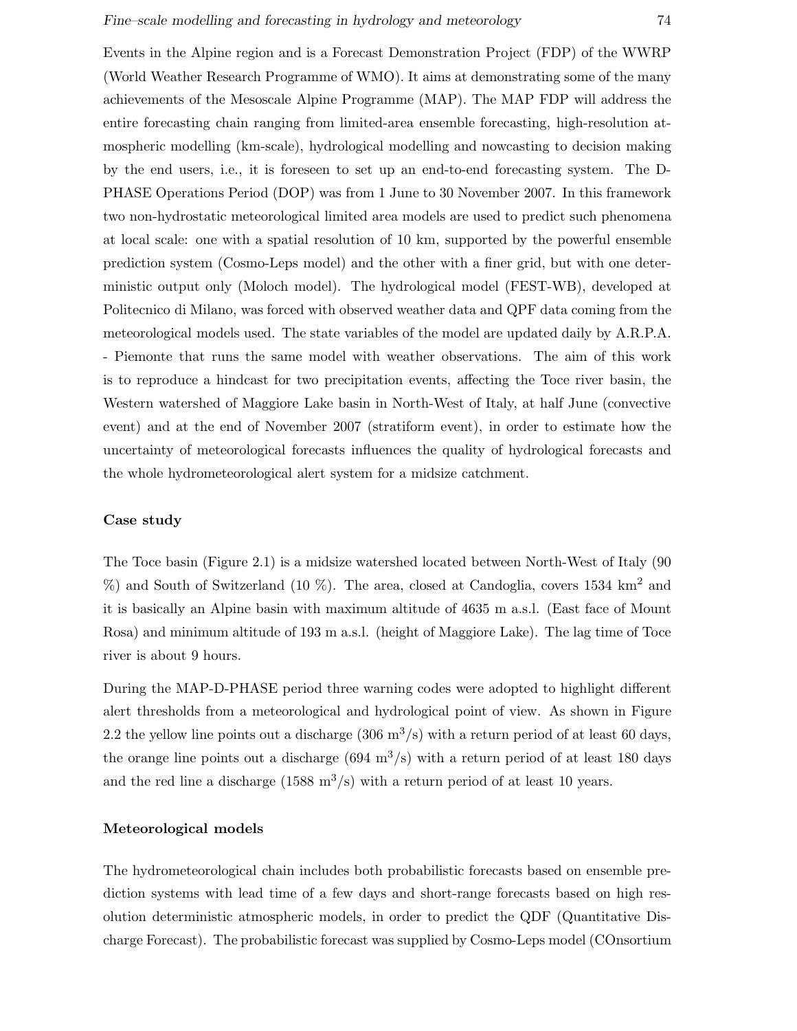Events in the Alpine region and is a Forecast Demonstration Project (FDP) of the WWRP (World Weather Research Programme of WMO). It aims at demonstrating some of the many achievements of the Mesoscale Alpine Programme (MAP). The MAP FDP will address the entire forecasting chain ranging from limited-area ensemble forecasting, high-resolution atmospheric modelling (km-scale), hydrological modelling and nowcasting to decision making by the end users, i.e., it is foreseen to set up an end-to-end forecasting system. The D-PHASE Operations Period (DOP) was from 1 June to 30 November 2007. In this framework two non-hydrostatic meteorological limited area models are used to predict such phenomena at local scale: one with a spatial resolution of 10 km, supported by the powerful ensemble prediction system (Cosmo-Leps model) and the other with a finer grid, but with one deterministic output only (Moloch model). The hydrological model (FEST-WB), developed at Politecnico di Milano, was forced with observed weather data and QPF data coming from the meteorological models used. The state variables of the model are updated daily by A.R.P.A. - Piemonte that runs the same model with weather observations. The aim of this work is to reproduce a hindcast for two precipitation events, affecting the Toce river basin, the Western watershed of Maggiore Lake basin in North-West of Italy, at half June (convective event) and at the end of November 2007 (stratiform event), in order to estimate how the uncertainty of meteorological forecasts influences the quality of hydrological forecasts and the whole hydrometeorological alert system for a midsize catchment.

### Case study

The Toce basin (Figure 2.1) is a midsize watershed located between North-West of Italy (90 %) and South of Switzerland (10 %). The area, closed at Candoglia, covers 1534 $km^2$ and it is basically an Alpine basin with maximum altitude of 4635 m a.s.l. (East face of Mount Rosa) and minimum altitude of 193 m a.s.l. (height of Maggiore Lake). The lag time of Toce river is about 9 hours.

During the MAP-D-PHASE period three warning codes were adopted to highlight different alert thresholds from a meteorological and hydrological point of view. As shown in Figure 2.2 the yellow line points out a discharge (306 $m^3/s$) with a return period of at least 60 days, the orange line points out a discharge (694 $m^3/s$) with a return period of at least 180 days and the red line a discharge (1588 $m^3/s$) with a return period of at least 10 years.

### Meteorological models

The hydrometeorological chain includes both probabilistic forecasts based on ensemble prediction systems with lead time of a few days and short-range forecasts based on high resolution deterministic atmospheric models, in order to predict the QDF (Quantitative Discharge Forecast). The probabilistic forecast was supplied by Cosmo-Leps model (COnsortium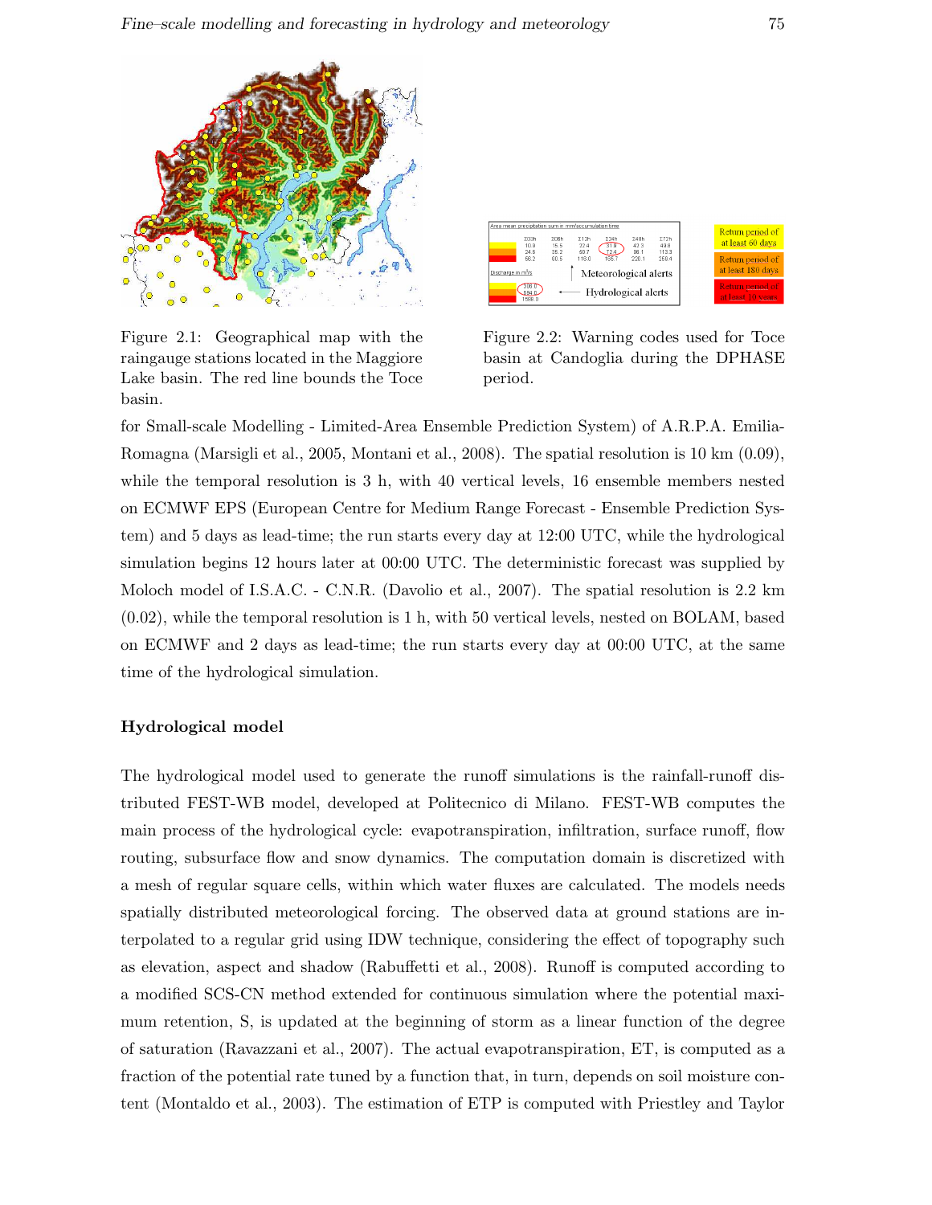Figure 2.1: Geographical map with the raingauge stations located in the Maggiore Lake basin. The red line bounds the Toce basin.

Figure 2.2: Warning codes used for Toce basin at Candoglia during the DPHASE period.

for Small-scale Modelling - Limited-Area Ensemble Prediction System) of A.R.P.A. Emilia-Romagna (Marsigli et al., 2005, Montani et al., 2008). The spatial resolution is 10 km (0.09), while the temporal resolution is 3 h, with 40 vertical levels, 16 ensemble members nested on ECMWF EPS (European Centre for Medium Range Forecast - Ensemble Prediction System) and 5 days as lead-time; the run starts every day at 12:00 UTC, while the hydrological simulation begins 12 hours later at 00:00 UTC. The deterministic forecast was supplied by Moloch model of I.S.A.C. - C.N.R. (Davolio et al., 2007). The spatial resolution is 2.2 km (0.02), while the temporal resolution is 1 h, with 50 vertical levels, nested on BOLAM, based on ECMWF and 2 days as lead-time; the run starts every day at 00:00 UTC, at the same time of the hydrological simulation.

**Hydrological model**

The hydrological model used to generate the runoff simulations is the rainfall-runoff distributed FEST-WB model, developed at Politecnico di Milano. FEST-WB computes the main process of the hydrological cycle: evapotranspiration, infiltration, surface runoff, flow routing, subsurface flow and snow dynamics. The computation domain is discretized with a mesh of regular square cells, within which water fluxes are calculated. The models needs spatially distributed meteorological forcing. The observed data at ground stations are interpolated to a regular grid using IDW technique, considering the effect of topography such as elevation, aspect and shadow (Rabuffetti et al., 2008). Runoff is computed according to a modified SCS-CN method extended for continuous simulation where the potential maximum retention, S, is updated at the beginning of storm as a linear function of the degree of saturation (Ravazzani et al., 2007). The actual evapotranspiration, ET, is computed as a fraction of the potential rate tuned by a function that, in turn, depends on soil moisture content (Montaldo et al., 2003). The estimation of ETP is computed with Priestley and Taylor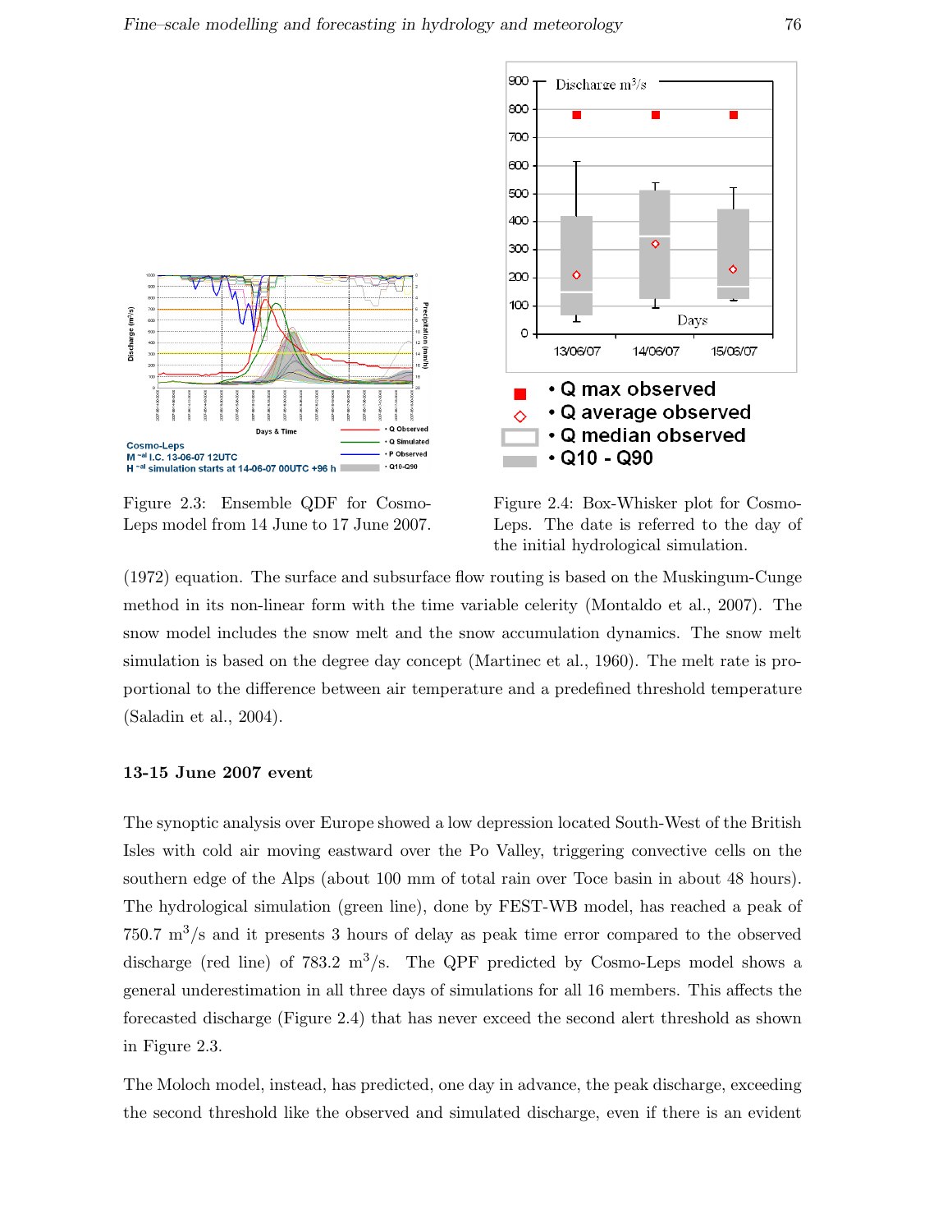Figure 2.3: Ensemble QDF for Cosmo-Leps model from 14 June to 17 June 2007.

Figure 2.4: Box-Whisker plot for Cosmo-Leps. The date is referred to the day of the initial hydrological simulation.

(1972) equation. The surface and subsurface flow routing is based on the Muskingum-Cunge method in its non-linear form with the time variable celerity (Montaldo et al., 2007). The snow model includes the snow melt and the snow accumulation dynamics. The snow melt simulation is based on the degree day concept (Martinec et al., 1960). The melt rate is proportional to the difference between air temperature and a predefined threshold temperature (Saladin et al., 2004).

### 13-15 June 2007 event

The synoptic analysis over Europe showed a low depression located South-West of the British Isles with cold air moving eastward over the Po Valley, triggering convective cells on the southern edge of the Alps (about 100 mm of total rain over Toce basin in about 48 hours). The hydrological simulation (green line), done by FEST-WB model, has reached a peak of 750.7 $m^3/s$ and it presents 3 hours of delay as peak time error compared to the observed discharge (red line) of 783.2 $m^3/s$. The QPF predicted by Cosmo-Leps model shows a general underestimation in all three days of simulations for all 16 members. This affects the forecasted discharge (Figure 2.4) that has never exceed the second alert threshold as shown in Figure 2.3.

The Moloch model, instead, has predicted, one day in advance, the peak discharge, exceeding the second threshold like the observed and simulated discharge, even if there is an evident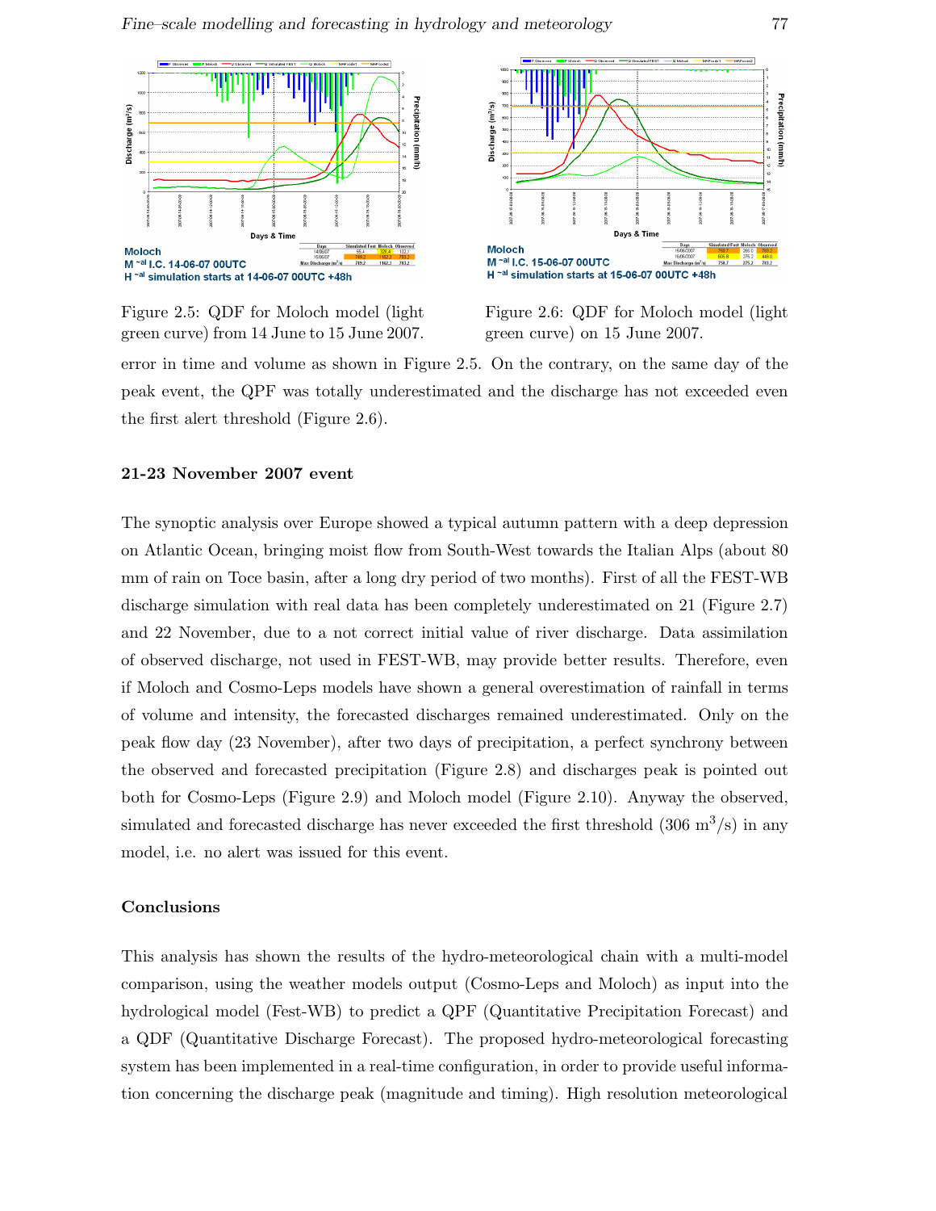Figure 2.5: QDF for Moloch model (light green curve) from 14 June to 15 June 2007.

Figure 2.6: QDF for Moloch model (light green curve) on 15 June 2007.

error in time and volume as shown in Figure 2.5. On the contrary, on the same day of the peak event, the QPF was totally underestimated and the discharge has not exceeded even the first alert threshold (Figure 2.6).

#### 21-23 November 2007 event

The synoptic analysis over Europe showed a typical autumn pattern with a deep depression on Atlantic Ocean, bringing moist flow from South-West towards the Italian Alps (about 80 mm of rain on Toce basin, after a long dry period of two months). First of all the FEST-WB discharge simulation with real data has been completely underestimated on 21 (Figure 2.7) and 22 November, due to a not correct initial value of river discharge. Data assimilation of observed discharge, not used in FEST-WB, may provide better results. Therefore, even if Moloch and Cosmo-Leps models have shown a general overestimation of rainfall in terms of volume and intensity, the forecasted discharges remained underestimated. Only on the peak flow day (23 November), after two days of precipitation, a perfect synchrony between the observed and forecasted precipitation (Figure 2.8) and discharges peak is pointed out both for Cosmo-Leps (Figure 2.9) and Moloch model (Figure 2.10). Anyway the observed, simulated and forecasted discharge has never exceeded the first threshold (306 $m^3/s$) in any model, i.e. no alert was issued for this event.

#### Conclusions

This analysis has shown the results of the hydro-meteorological chain with a multi-model comparison, using the weather models output (Cosmo-Leps and Moloch) as input into the hydrological model (Fest-WB) to predict a QPF (Quantitative Precipitation Forecast) and a QDF (Quantitative Discharge Forecast). The proposed hydro-meteorological forecasting system has been implemented in a real-time configuration, in order to provide useful information concerning the discharge peak (magnitude and timing). High resolution meteorological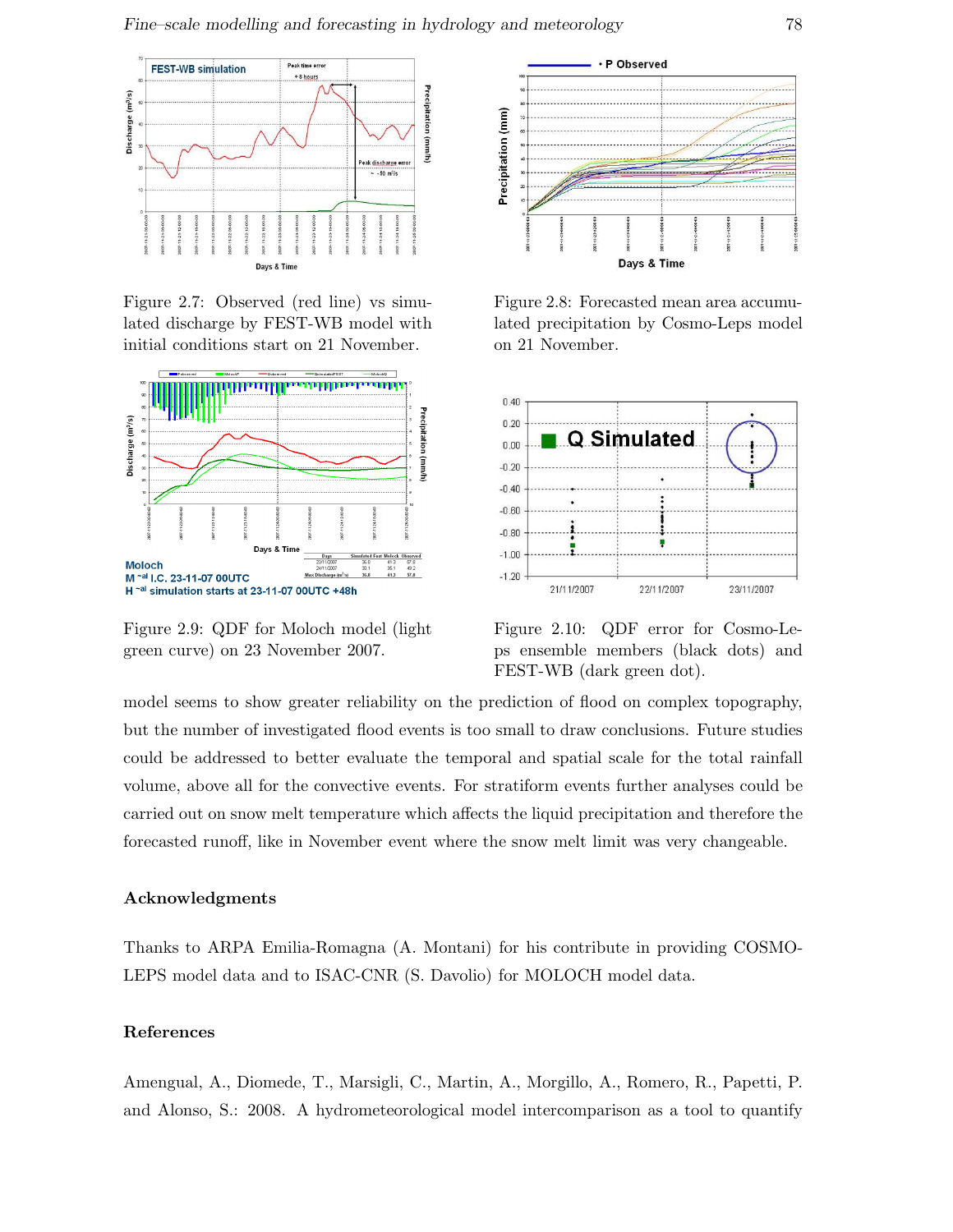Figure 2.7: Observed (red line) vs simulated discharge by FEST-WB model with initial conditions start on 21 November.

Figure 2.8: Forecasted mean area accumulated precipitation by Cosmo-Leps model on 21 November.

Figure 2.9: QDF for Moloch model (light green curve) on 23 November 2007.

Figure 2.10: QDF error for Cosmo-Leps ensemble members (black dots) and FEST-WB (dark green dot).

model seems to show greater reliability on the prediction of flood on complex topography, but the number of investigated flood events is too small to draw conclusions. Future studies could be addressed to better evaluate the temporal and spatial scale for the total rainfall volume, above all for the convective events. For stratiform events further analyses could be carried out on snow melt temperature which affects the liquid precipitation and therefore the forecasted runoff, like in November event where the snow melt limit was very changeable.

### Acknowledgments

Thanks to ARPA Emilia-Romagna (A. Montani) for his contribute in providing COSMO-LEPS model data and to ISAC-CNR (S. Davolio) for MOLOCH model data.

### References

Amengual, A., Diomede, T., Marsigli, C., Martin, A., Morgillo, A., Romero, R., Papetti, P. and Alonso, S.: 2008. A hydrometeorological model intercomparison as a tool to quantify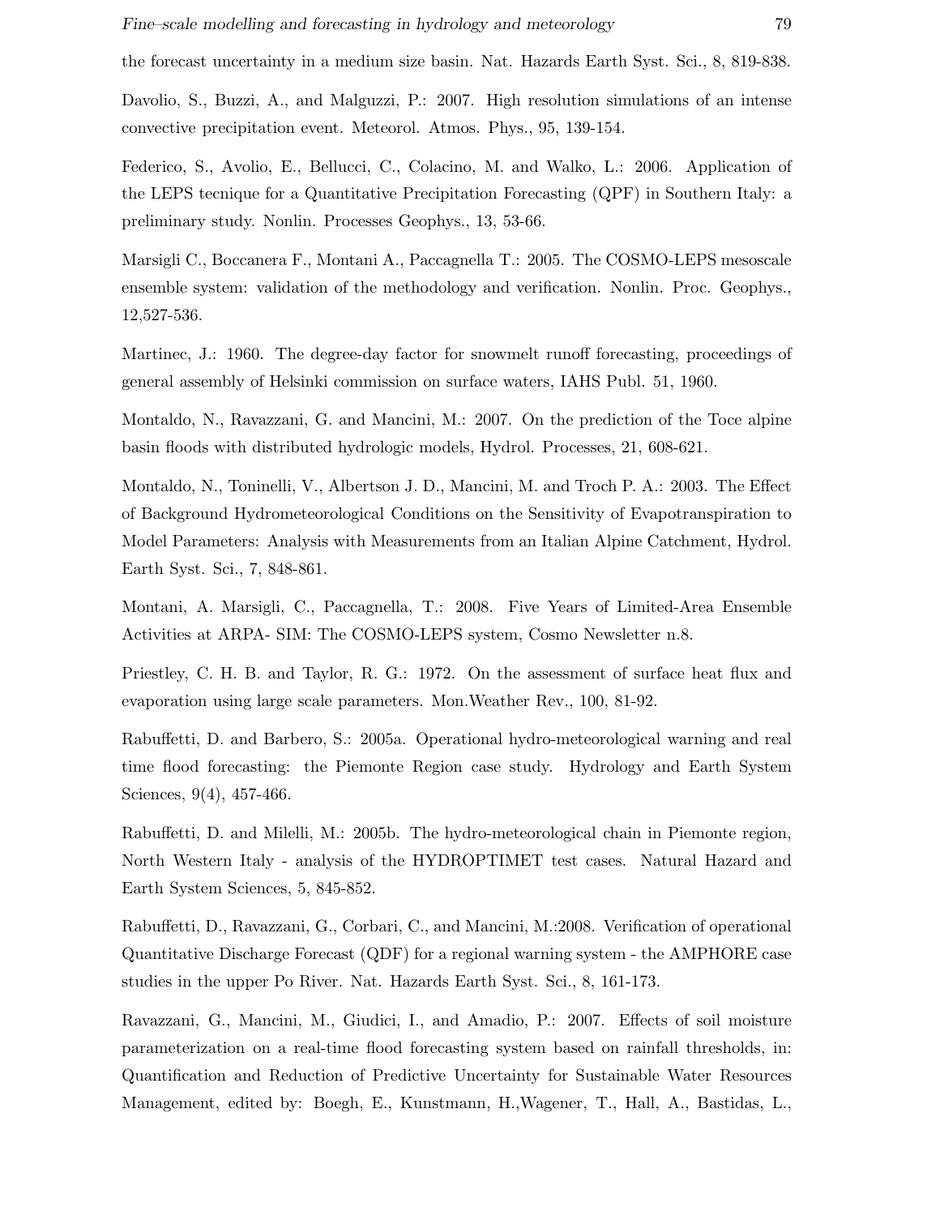the forecast uncertainty in a medium size basin. Nat. Hazards Earth Syst. Sci., 8, 819-838.

Davolio, S., Buzzi, A., and Malguzzi, P.: 2007. High resolution simulations of an intense convective precipitation event. Meteorol. Atmos. Phys., 95, 139-154.

Federico, S., Avolio, E., Bellucci, C., Colacino, M. and Walko, L.: 2006. Application of the LEPS tecnique for a Quantitative Precipitation Forecasting (QPF) in Southern Italy: a preliminary study. Nonlin. Processes Geophys., 13, 53-66.

Marsigli C., Boccanera F., Montani A., Paccagnella T.: 2005. The COSMO-LEPS mesoscale ensemble system: validation of the methodology and verification. Nonlin. Proc. Geophys., 12,527-536.

Martinec, J.: 1960. The degree-day factor for snowmelt runoff forecasting, proceedings of general assembly of Helsinki commission on surface waters, IAHS Publ. 51, 1960.

Montaldo, N., Ravazzani, G. and Mancini, M.: 2007. On the prediction of the Toce alpine basin floods with distributed hydrologic models, Hydrol. Processes, 21, 608-621.

Montaldo, N., Toninelli, V., Albertson J. D., Mancini, M. and Troch P. A.: 2003. The Effect of Background Hydrometeorological Conditions on the Sensitivity of Evapotranspiration to Model Parameters: Analysis with Measurements from an Italian Alpine Catchment, Hydrol. Earth Syst. Sci., 7, 848-861.

Montani, A. Marsigli, C., Paccagnella, T.: 2008. Five Years of Limited-Area Ensemble Activities at ARPA- SIM: The COSMO-LEPS system, Cosmo Newsletter n.8.

Priestley, C. H. B. and Taylor, R. G.: 1972. On the assessment of surface heat flux and evaporation using large scale parameters. Mon.Weather Rev., 100, 81-92.

Rabuffetti, D. and Barbero, S.: 2005a. Operational hydro-meteorological warning and real time flood forecasting: the Piemonte Region case study. Hydrology and Earth System Sciences, 9(4), 457-466.

Rabuffetti, D. and Milelli, M.: 2005b. The hydro-meteorological chain in Piemonte region, North Western Italy - analysis of the HYDROPTIMET test cases. Natural Hazard and Earth System Sciences, 5, 845-852.

Rabuffetti, D., Ravazzani, G., Corbari, C., and Mancini, M.:2008. Verification of operational Quantitative Discharge Forecast (QDF) for a regional warning system - the AMPHORE case studies in the upper Po River. Nat. Hazards Earth Syst. Sci., 8, 161-173.

Ravazzani, G., Mancini, M., Giudici, I., and Amadio, P.: 2007. Effects of soil moisture parameterization on a real-time flood forecasting system based on rainfall thresholds, in: Quantification and Reduction of Predictive Uncertainty for Sustainable Water Resources Management, edited by: Boegh, E., Kunstmann, H.,Wagener, T., Hall, A., Bastidas, L.,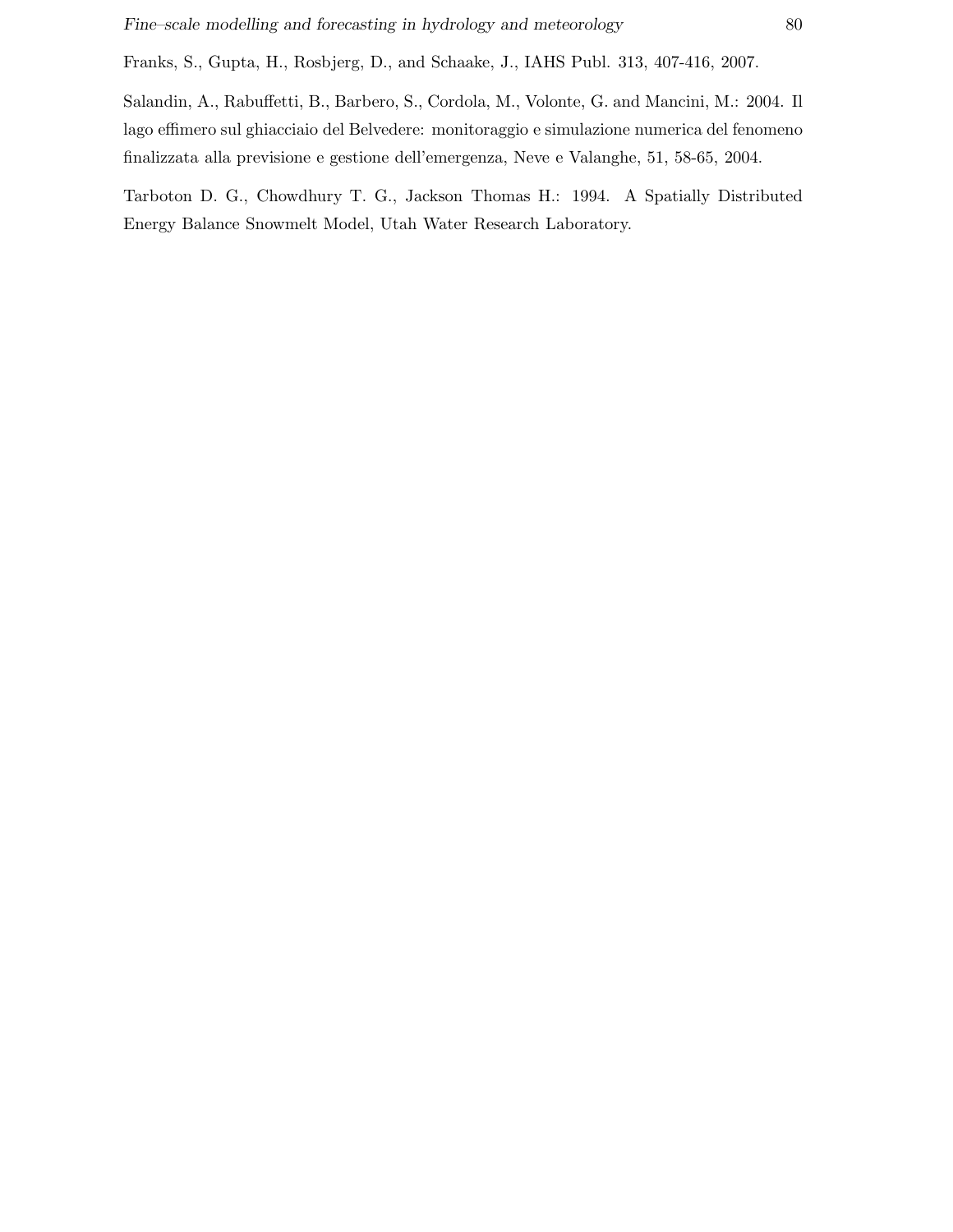Franks, S., Gupta, H., Rosbjerg, D., and Schaake, J., IAHS Publ. 313, 407-416, 2007.

Salandin, A., Rabuffetti, B., Barbero, S., Cordola, M., Volonte, G. and Mancini, M.: 2004. Il lago effimero sul ghiacciaio del Belvedere: monitoraggio e simulazione numerica del fenomeno finalizzata alla previsione e gestione dell'emergenza, Neve e Valanghe, 51, 58-65, 2004.

Tarboton D. G., Chowdhury T. G., Jackson Thomas H.: 1994. A Spatially Distributed Energy Balance Snowmelt Model, Utah Water Research Laboratory.